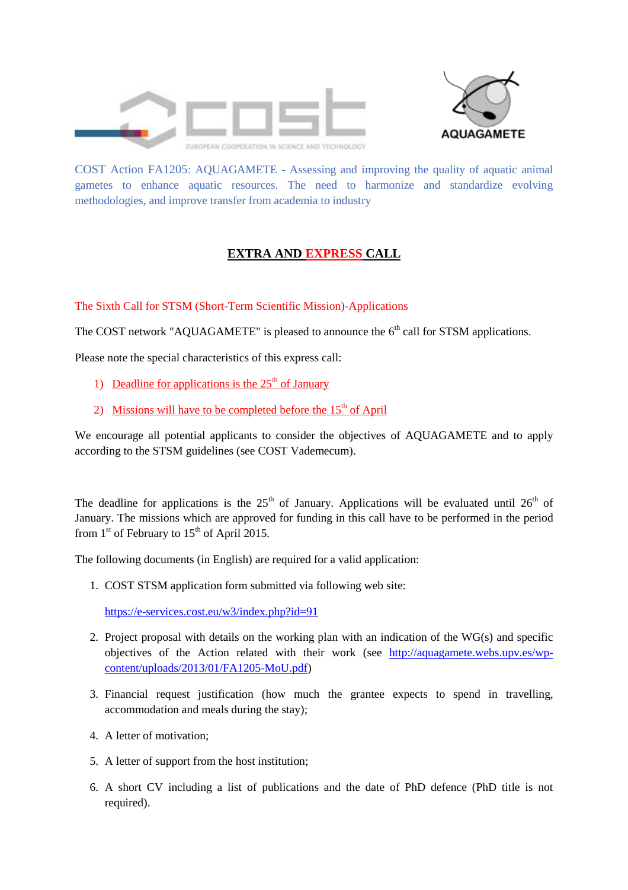COST Action FA1205: AQUAGAMETE - Assessing and improving the quality of aquatic animal gametes to enhance aquatic resources. The need to harmonize and standardize evolving methodologies, and improve transfer from academia to industry

## EXTRA AND EXPRESS CALL

The Sixth Call for STSM (Short-Term Scientific Mission)-Applications

The COST network "AQUAGAMETE" is pleased to announce the 6th call for STSM applications.

Please note the special characteristics of this express call:

1) Deadline for applications is the 25th of January
2) Missions will have to be completed before the 15th of April

We encourage all potential applicants to consider the objectives of AQUAGAMETE and to apply according to the STSM guidelines (see COST Vademecum).

The deadline for applications is the 25th of January. Applications will be evaluated until 26th of January. The missions which are approved for funding in this call have to be performed in the period from 1st of February to 15th of April 2015.

The following documents (in English) are required for a valid application:

1. COST STSM application form submitted via following web site:

   https://e-services.cost.eu/w3/index.php?id=91

2. Project proposal with details on the working plan with an indication of the WG(s) and specific objectives of the Action related with their work (see http://aquagamete.webs.upv.es/wp-content/uploads/2013/01/FA1205-MoU.pdf)
3. Financial request justification (how much the grantee expects to spend in travelling, accommodation and meals during the stay);
4. A letter of motivation;
5. A letter of support from the host institution;
6. A short CV including a list of publications and the date of PhD defence (PhD title is not required).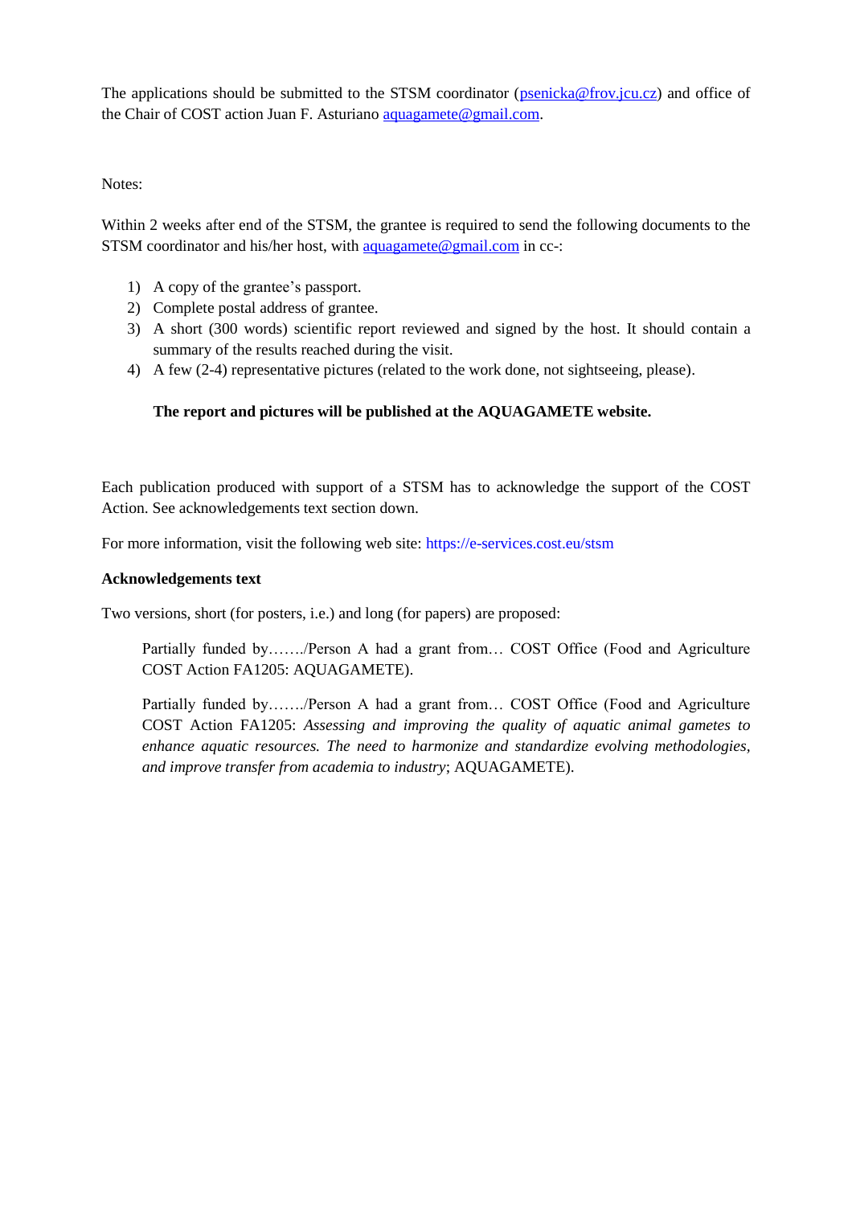The applications should be submitted to the STSM coordinator (psenicka@frov.jcu.cz) and office of the Chair of COST action Juan F. Asturiano aquagamete@gmail.com.

Notes:

Within 2 weeks after end of the STSM, the grantee is required to send the following documents to the STSM coordinator and his/her host, with aquagamete@gmail.com in cc-:

1) A copy of the grantee's passport.
2) Complete postal address of grantee.
3) A short (300 words) scientific report reviewed and signed by the host. It should contain a summary of the results reached during the visit.
4) A few (2-4) representative pictures (related to the work done, not sightseeing, please).

**The report and pictures will be published at the AQUAGAMETE website.**

Each publication produced with support of a STSM has to acknowledge the support of the COST Action. See acknowledgements text section down.

For more information, visit the following web site: https://e-services.cost.eu/stsm

**Acknowledgements text**

Two versions, short (for posters, i.e.) and long (for papers) are proposed:

> Partially funded by……./Person A had a grant from… COST Office (Food and Agriculture COST Action FA1205: AQUAGAMETE).

> Partially funded by……./Person A had a grant from… COST Office (Food and Agriculture COST Action FA1205: *Assessing and improving the quality of aquatic animal gametes to enhance aquatic resources. The need to harmonize and standardize evolving methodologies, and improve transfer from academia to industry*; AQUAGAMETE).